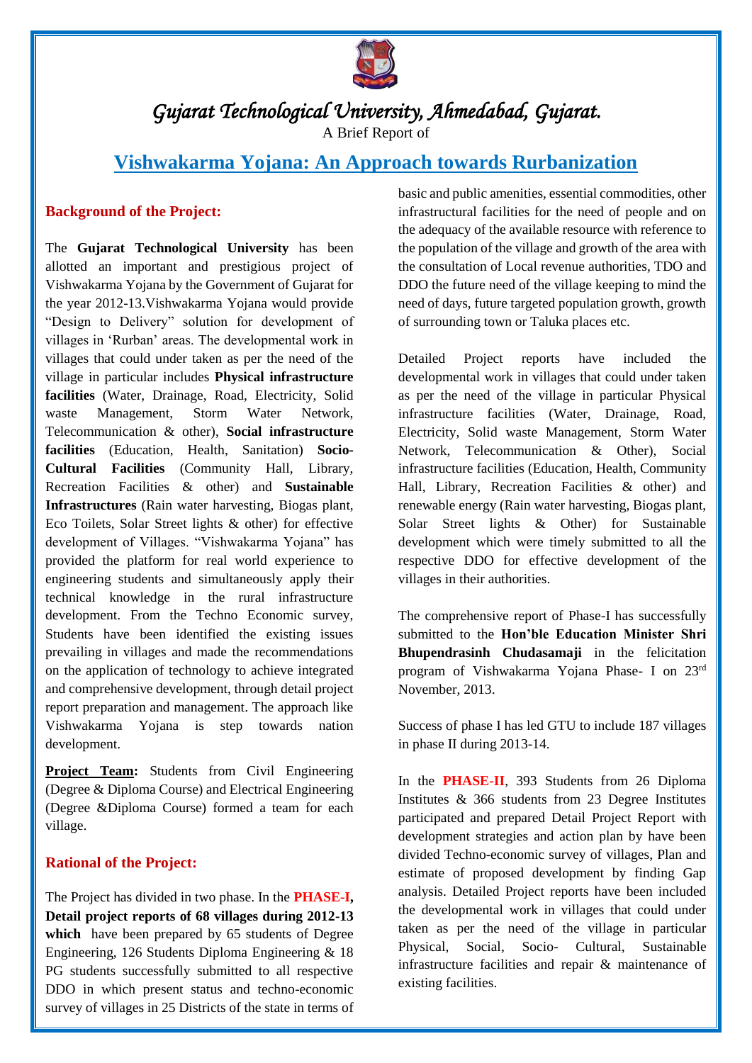# *Gujarat Technological University, Ahmedabad, Gujarat.*

A Brief Report of

## Vishwakarma Yojana: An Approach towards Rurbanization

### Background of the Project:

The **Gujarat Technological University** has been allotted an important and prestigious project of Vishwakarma Yojana by the Government of Gujarat for the year 2012-13.Vishwakarma Yojana would provide "Design to Delivery" solution for development of villages in 'Rurban' areas. The developmental work in villages that could under taken as per the need of the village in particular includes **Physical infrastructure facilities** (Water, Drainage, Road, Electricity, Solid waste Management, Storm Water Network, Telecommunication & other), **Social infrastructure facilities** (Education, Health, Sanitation) **Socio-Cultural Facilities** (Community Hall, Library, Recreation Facilities & other) and **Sustainable Infrastructures** (Rain water harvesting, Biogas plant, Eco Toilets, Solar Street lights & other) for effective development of Villages. "Vishwakarma Yojana" has provided the platform for real world experience to engineering students and simultaneously apply their technical knowledge in the rural infrastructure development. From the Techno Economic survey, Students have been identified the existing issues prevailing in villages and made the recommendations on the application of technology to achieve integrated and comprehensive development, through detail project report preparation and management. The approach like Vishwakarma Yojana is step towards nation development.

**Project Team:** Students from Civil Engineering (Degree & Diploma Course) and Electrical Engineering (Degree &Diploma Course) formed a team for each village.

### Rational of the Project:

The Project has divided in two phase. In the **PHASE-I, Detail project reports of 68 villages during 2012-13 which** have been prepared by 65 students of Degree Engineering, 126 Students Diploma Engineering & 18 PG students successfully submitted to all respective DDO in which present status and techno-economic survey of villages in 25 Districts of the state in terms of basic and public amenities, essential commodities, other infrastructural facilities for the need of people and on the adequacy of the available resource with reference to the population of the village and growth of the area with the consultation of Local revenue authorities, TDO and DDO the future need of the village keeping to mind the need of days, future targeted population growth, growth of surrounding town or Taluka places etc.

Detailed Project reports have included the developmental work in villages that could under taken as per the need of the village in particular Physical infrastructure facilities (Water, Drainage, Road, Electricity, Solid waste Management, Storm Water Network, Telecommunication & Other), Social infrastructure facilities (Education, Health, Community Hall, Library, Recreation Facilities & other) and renewable energy (Rain water harvesting, Biogas plant, Solar Street lights & Other) for Sustainable development which were timely submitted to all the respective DDO for effective development of the villages in their authorities.

The comprehensive report of Phase-I has successfully submitted to the **Hon'ble Education Minister Shri Bhupendrasinh Chudasamaji** in the felicitation program of Vishwakarma Yojana Phase- I on 23rd November, 2013.

Success of phase I has led GTU to include 187 villages in phase II during 2013-14.

In the **PHASE-II**, 393 Students from 26 Diploma Institutes & 366 students from 23 Degree Institutes participated and prepared Detail Project Report with development strategies and action plan by have been divided Techno-economic survey of villages, Plan and estimate of proposed development by finding Gap analysis. Detailed Project reports have been included the developmental work in villages that could under taken as per the need of the village in particular Physical, Social, Socio- Cultural, Sustainable infrastructure facilities and repair & maintenance of existing facilities.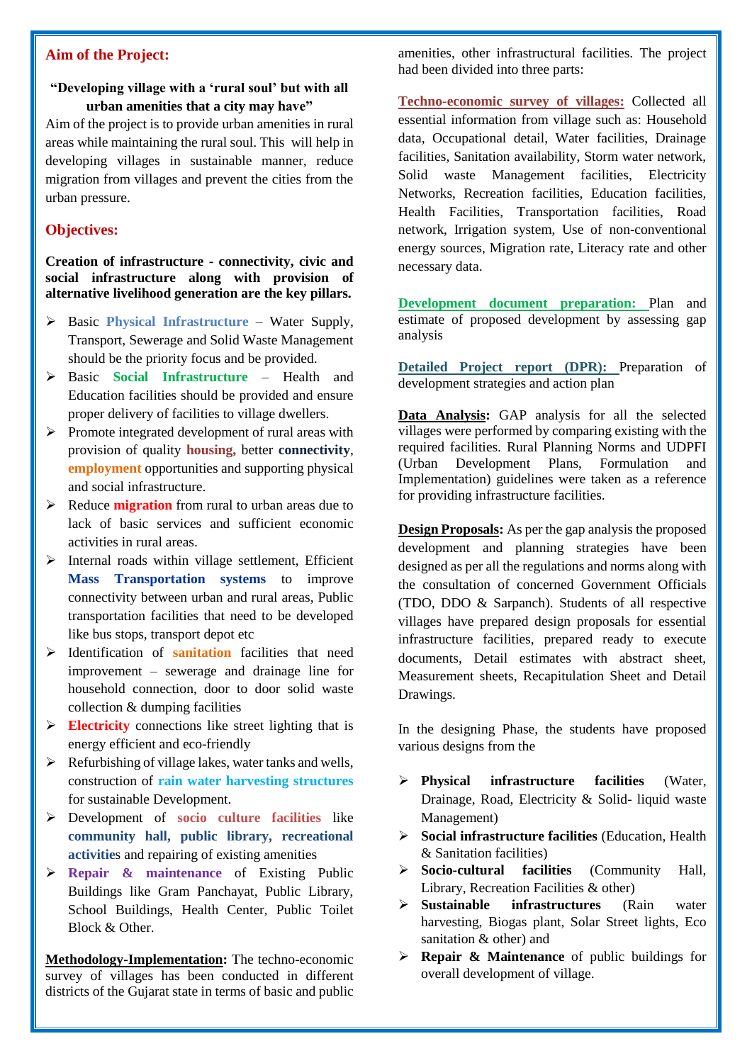## Aim of the Project:

**"Developing village with a 'rural soul' but with all urban amenities that a city may have"**

Aim of the project is to provide urban amenities in rural areas while maintaining the rural soul. This will help in developing villages in sustainable manner, reduce migration from villages and prevent the cities from the urban pressure.

## Objectives:

**Creation of infrastructure - connectivity, civic and social infrastructure along with provision of alternative livelihood generation are the key pillars.**

- Basic **Physical Infrastructure** – Water Supply, Transport, Sewerage and Solid Waste Management should be the priority focus and be provided.
- Basic **Social Infrastructure** – Health and Education facilities should be provided and ensure proper delivery of facilities to village dwellers.
- Promote integrated development of rural areas with provision of quality **housing,** better **connectivity**, **employment** opportunities and supporting physical and social infrastructure.
- Reduce **migration** from rural to urban areas due to lack of basic services and sufficient economic activities in rural areas.
- Internal roads within village settlement, Efficient **Mass Transportation systems** to improve connectivity between urban and rural areas, Public transportation facilities that need to be developed like bus stops, transport depot etc
- Identification of **sanitation** facilities that need improvement – sewerage and drainage line for household connection, door to door solid waste collection & dumping facilities
- **Electricity** connections like street lighting that is energy efficient and eco-friendly
- Refurbishing of village lakes, water tanks and wells, construction of **rain water harvesting structures** for sustainable Development.
- Development of **socio culture facilities** like **community hall, public library, recreational activitie**s and repairing of existing amenities
- **Repair & maintenance** of Existing Public Buildings like Gram Panchayat, Public Library, School Buildings, Health Center, Public Toilet Block & Other.

**Methodology-Implementation:** The techno-economic survey of villages has been conducted in different districts of the Gujarat state in terms of basic and public amenities, other infrastructural facilities. The project had been divided into three parts:

**Techno-economic survey of villages:** Collected all essential information from village such as: Household data, Occupational detail, Water facilities, Drainage facilities, Sanitation availability, Storm water network, Solid waste Management facilities, Electricity Networks, Recreation facilities, Education facilities, Health Facilities, Transportation facilities, Road network, Irrigation system, Use of non-conventional energy sources, Migration rate, Literacy rate and other necessary data.

**Development document preparation:** Plan and estimate of proposed development by assessing gap analysis

**Detailed Project report (DPR):** Preparation of development strategies and action plan

**Data Analysis:** GAP analysis for all the selected villages were performed by comparing existing with the required facilities. Rural Planning Norms and UDPFI (Urban Development Plans, Formulation and Implementation) guidelines were taken as a reference for providing infrastructure facilities.

**Design Proposals:** As per the gap analysis the proposed development and planning strategies have been designed as per all the regulations and norms along with the consultation of concerned Government Officials (TDO, DDO & Sarpanch). Students of all respective villages have prepared design proposals for essential infrastructure facilities, prepared ready to execute documents, Detail estimates with abstract sheet, Measurement sheets, Recapitulation Sheet and Detail Drawings.

In the designing Phase, the students have proposed various designs from the

- **Physical infrastructure facilities** (Water, Drainage, Road, Electricity & Solid- liquid waste Management)
- **Social infrastructure facilities** (Education, Health & Sanitation facilities)
- **Socio-cultural facilities** (Community Hall, Library, Recreation Facilities & other)
- **Sustainable infrastructures** (Rain water harvesting, Biogas plant, Solar Street lights, Eco sanitation & other) and
- **Repair & Maintenance** of public buildings for overall development of village.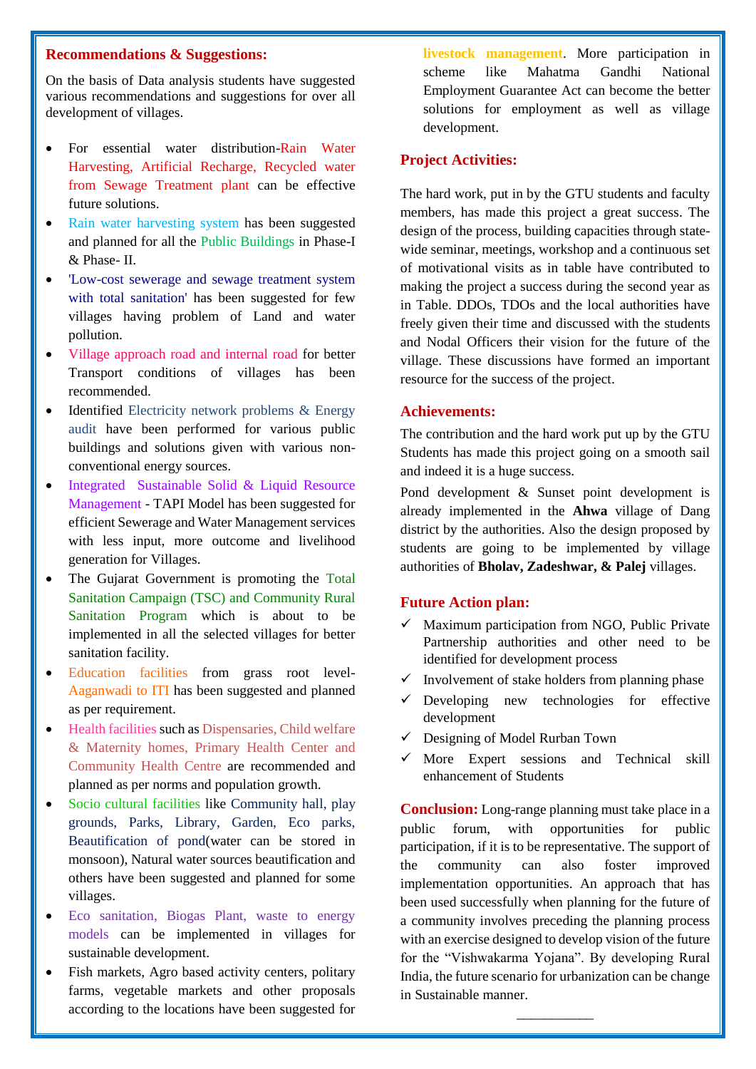## Recommendations & Suggestions:

On the basis of Data analysis students have suggested various recommendations and suggestions for over all development of villages.

- For essential water distribution-Rain Water Harvesting, Artificial Recharge, Recycled water from Sewage Treatment plant can be effective future solutions.
- Rain water harvesting system has been suggested and planned for all the Public Buildings in Phase-I & Phase- II.
- 'Low-cost sewerage and sewage treatment system with total sanitation' has been suggested for few villages having problem of Land and water pollution.
- Village approach road and internal road for better Transport conditions of villages has been recommended.
- Identified Electricity network problems & Energy audit have been performed for various public buildings and solutions given with various non-conventional energy sources.
- Integrated Sustainable Solid & Liquid Resource Management - TAPI Model has been suggested for efficient Sewerage and Water Management services with less input, more outcome and livelihood generation for Villages.
- The Gujarat Government is promoting the Total Sanitation Campaign (TSC) and Community Rural Sanitation Program which is about to be implemented in all the selected villages for better sanitation facility.
- Education facilities from grass root level-Aaganwadi to ITI has been suggested and planned as per requirement.
- Health facilities such as Dispensaries, Child welfare & Maternity homes, Primary Health Center and Community Health Centre are recommended and planned as per norms and population growth.
- Socio cultural facilities like Community hall, play grounds, Parks, Library, Garden, Eco parks, Beautification of pond(water can be stored in monsoon), Natural water sources beautification and others have been suggested and planned for some villages.
- Eco sanitation, Biogas Plant, waste to energy models can be implemented in villages for sustainable development.
- Fish markets, Agro based activity centers, politary farms, vegetable markets and other proposals according to the locations have been suggested for livestock management. More participation in scheme like Mahatma Gandhi National Employment Guarantee Act can become the better solutions for employment as well as village development.

## Project Activities:

The hard work, put in by the GTU students and faculty members, has made this project a great success. The design of the process, building capacities through state-wide seminar, meetings, workshop and a continuous set of motivational visits as in table have contributed to making the project a success during the second year as in Table. DDOs, TDOs and the local authorities have freely given their time and discussed with the students and Nodal Officers their vision for the future of the village. These discussions have formed an important resource for the success of the project.

## Achievements:

The contribution and the hard work put up by the GTU Students has made this project going on a smooth sail and indeed it is a huge success.

Pond development & Sunset point development is already implemented in the **Ahwa** village of Dang district by the authorities. Also the design proposed by students are going to be implemented by village authorities of **Bholav, Zadeshwar, & Palej** villages.

## Future Action plan:

- ✓ Maximum participation from NGO, Public Private Partnership authorities and other need to be identified for development process
- ✓ Involvement of stake holders from planning phase
- ✓ Developing new technologies for effective development
- ✓ Designing of Model Rurban Town
- ✓ More Expert sessions and Technical skill enhancement of Students

**Conclusion:** Long-range planning must take place in a public forum, with opportunities for public participation, if it is to be representative. The support of the community can also foster improved implementation opportunities. An approach that has been used successfully when planning for the future of a community involves preceding the planning process with an exercise designed to develop vision of the future for the "Vishwakarma Yojana". By developing Rural India, the future scenario for urbanization can be change in Sustainable manner.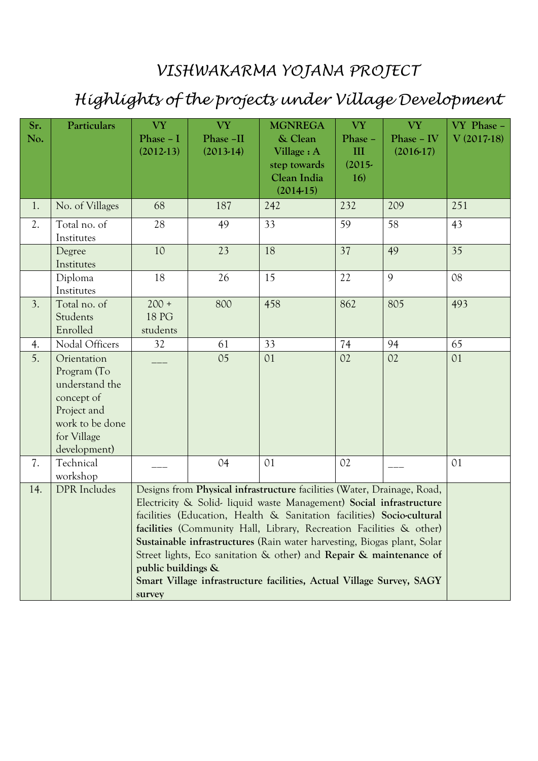# VISHWAKARMA YOJANA PROJECT

## Highlights of the projects under Village Development

| Sr. No. | Particulars | VY Phase – I (2012-13) | VY Phase –II (2013-14) | MGNREGA & Clean Village : A step towards Clean India (2014-15) | VY Phase – III (2015-16) | VY Phase – IV (2016-17) | VY Phase – V (2017-18) |
|---|---|---|---|---|---|---|---|
| 1. | No. of Villages | 68 | 187 | 242 | 232 | 209 | 251 |
| 2. | Total no. of Institutes | 28 | 49 | 33 | 59 | 58 | 43 |
| | Degree Institutes | 10 | 23 | 18 | 37 | 49 | 35 |
| | Diploma Institutes | 18 | 26 | 15 | 22 | 9 | 08 |
| 3. | Total no. of Students Enrolled | 200 + 18 PG students | 800 | 458 | 862 | 805 | 493 |
| 4. | Nodal Officers | 32 | 61 | 33 | 74 | 94 | 65 |
| 5. | Orientation Program (To understand the concept of Project and work to be done for Village development) | ___ | 05 | 01 | 02 | 02 | 01 |
| 7. | Technical workshop | ___ | 04 | 01 | 02 | ___ | 01 |
| 14. | DPR Includes | Designs from **Physical infrastructure** facilities (Water, Drainage, Road, Electricity & Solid- liquid waste Management) **Social infrastructure** facilities (Education, Health & Sanitation facilities) **Socio-cultural facilities** (Community Hall, Library, Recreation Facilities & other) **Sustainable infrastructures** (Rain water harvesting, Biogas plant, Solar Street lights, Eco sanitation & other) and **Repair & maintenance of public buildings & Smart Village infrastructure facilities, Actual Village Survey, SAGY survey** | | | | | |